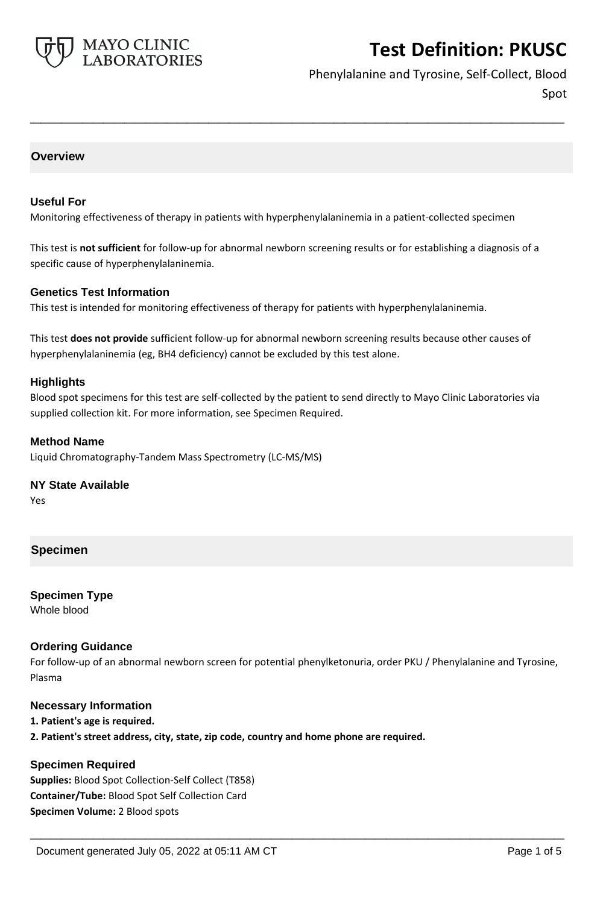# Test Definition: PKUSC

Phenylalanine and Tyrosine, Self-Collect, Blood Spot

## Overview

### Useful For

Monitoring effectiveness of therapy in patients with hyperphenylalaninemia in a patient-collected specimen

This test is **not sufficient** for follow-up for abnormal newborn screening results or for establishing a diagnosis of a specific cause of hyperphenylalaninemia.

### Genetics Test Information

This test is intended for monitoring effectiveness of therapy for patients with hyperphenylalaninemia.

This test **does not provide** sufficient follow-up for abnormal newborn screening results because other causes of hyperphenylalaninemia (eg, BH4 deficiency) cannot be excluded by this test alone.

### Highlights

Blood spot specimens for this test are self-collected by the patient to send directly to Mayo Clinic Laboratories via supplied collection kit. For more information, see Specimen Required.

### Method Name

Liquid Chromatography-Tandem Mass Spectrometry (LC-MS/MS)

### NY State Available

Yes

## Specimen

### Specimen Type

Whole blood

### Ordering Guidance

For follow-up of an abnormal newborn screen for potential phenylketonuria, order PKU / Phenylalanine and Tyrosine, Plasma

### Necessary Information

**1. Patient's age is required.**
**2. Patient's street address, city, state, zip code, country and home phone are required.**

### Specimen Required

**Supplies:** Blood Spot Collection-Self Collect (T858)
**Container/Tube:** Blood Spot Self Collection Card
**Specimen Volume:** 2 Blood spots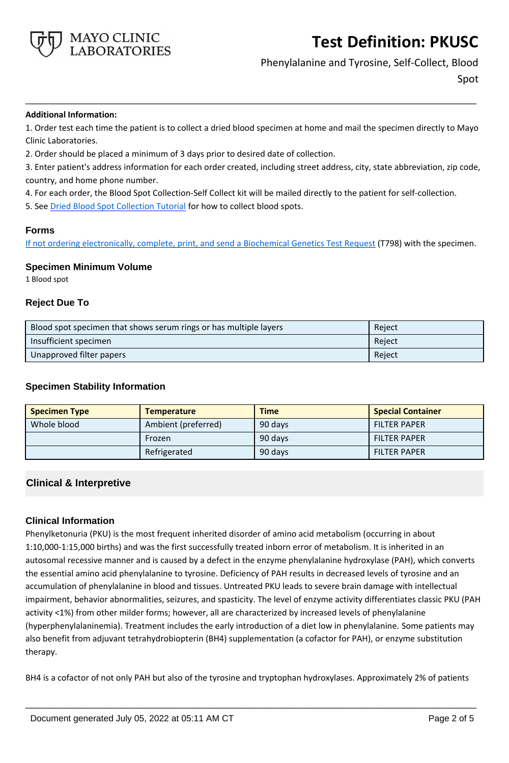**Additional Information:**

1. Order test each time the patient is to collect a dried blood specimen at home and mail the specimen directly to Mayo Clinic Laboratories.
2. Order should be placed a minimum of 3 days prior to desired date of collection.
3. Enter patient's address information for each order created, including street address, city, state abbreviation, zip code, country, and home phone number.
4. For each order, the Blood Spot Collection-Self Collect kit will be mailed directly to the patient for self-collection.
5. See Dried Blood Spot Collection Tutorial for how to collect blood spots.

### Forms

If not ordering electronically, complete, print, and send a Biochemical Genetics Test Request (T798) with the specimen.

### Specimen Minimum Volume

1 Blood spot

### Reject Due To

| | |
|---|---|
| Blood spot specimen that shows serum rings or has multiple layers | Reject |
| Insufficient specimen | Reject |
| Unapproved filter papers | Reject |

### Specimen Stability Information

| Specimen Type | Temperature | Time | Special Container |
|---|---|---|---|
| Whole blood | Ambient (preferred) | 90 days | FILTER PAPER |
| | Frozen | 90 days | FILTER PAPER |
| | Refrigerated | 90 days | FILTER PAPER |

## Clinical & Interpretive

### Clinical Information

Phenylketonuria (PKU) is the most frequent inherited disorder of amino acid metabolism (occurring in about 1:10,000-1:15,000 births) and was the first successfully treated inborn error of metabolism. It is inherited in an autosomal recessive manner and is caused by a defect in the enzyme phenylalanine hydroxylase (PAH), which converts the essential amino acid phenylalanine to tyrosine. Deficiency of PAH results in decreased levels of tyrosine and an accumulation of phenylalanine in blood and tissues. Untreated PKU leads to severe brain damage with intellectual impairment, behavior abnormalities, seizures, and spasticity. The level of enzyme activity differentiates classic PKU (PAH activity <1%) from other milder forms; however, all are characterized by increased levels of phenylalanine (hyperphenylalaninemia). Treatment includes the early introduction of a diet low in phenylalanine. Some patients may also benefit from adjuvant tetrahydrobiopterin (BH4) supplementation (a cofactor for PAH), or enzyme substitution therapy.

BH4 is a cofactor of not only PAH but also of the tyrosine and tryptophan hydroxylases. Approximately 2% of patients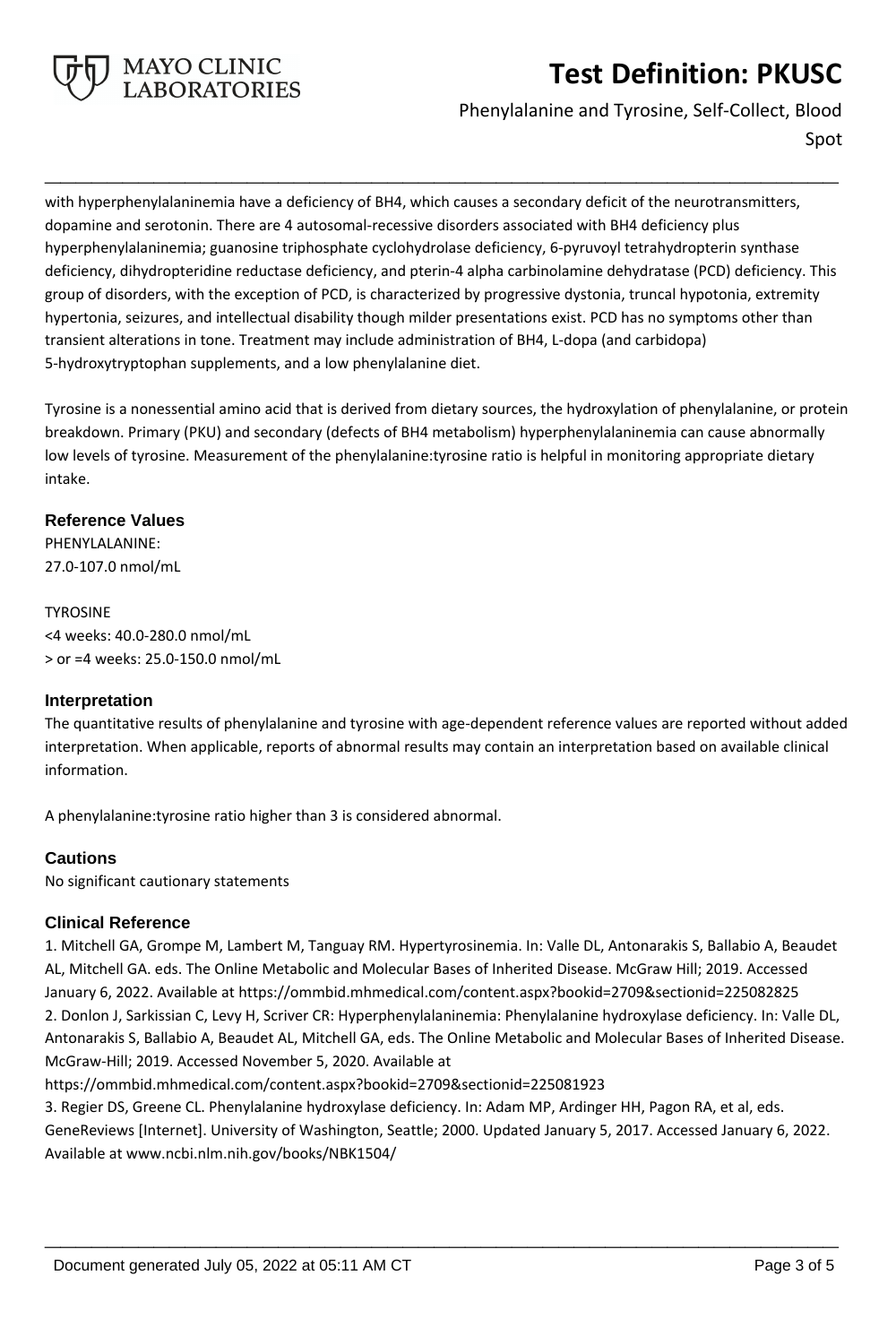with hyperphenylalaninemia have a deficiency of BH4, which causes a secondary deficit of the neurotransmitters, dopamine and serotonin. There are 4 autosomal-recessive disorders associated with BH4 deficiency plus hyperphenylalaninemia; guanosine triphosphate cyclohydrolase deficiency, 6-pyruvoyl tetrahydropterin synthase deficiency, dihydropteridine reductase deficiency, and pterin-4 alpha carbinolamine dehydratase (PCD) deficiency. This group of disorders, with the exception of PCD, is characterized by progressive dystonia, truncal hypotonia, extremity hypertonia, seizures, and intellectual disability though milder presentations exist. PCD has no symptoms other than transient alterations in tone. Treatment may include administration of BH4, L-dopa (and carbidopa) 5-hydroxytryptophan supplements, and a low phenylalanine diet.

Tyrosine is a nonessential amino acid that is derived from dietary sources, the hydroxylation of phenylalanine, or protein breakdown. Primary (PKU) and secondary (defects of BH4 metabolism) hyperphenylalaninemia can cause abnormally low levels of tyrosine. Measurement of the phenylalanine:tyrosine ratio is helpful in monitoring appropriate dietary intake.

## Reference Values

PHENYLALANINE:
27.0-107.0 nmol/mL

TYROSINE
<4 weeks: 40.0-280.0 nmol/mL
> or =4 weeks: 25.0-150.0 nmol/mL

## Interpretation

The quantitative results of phenylalanine and tyrosine with age-dependent reference values are reported without added interpretation. When applicable, reports of abnormal results may contain an interpretation based on available clinical information.

A phenylalanine:tyrosine ratio higher than 3 is considered abnormal.

## Cautions

No significant cautionary statements

## Clinical Reference

1. Mitchell GA, Grompe M, Lambert M, Tanguay RM. Hypertyrosinemia. In: Valle DL, Antonarakis S, Ballabio A, Beaudet AL, Mitchell GA. eds. The Online Metabolic and Molecular Bases of Inherited Disease. McGraw Hill; 2019. Accessed January 6, 2022. Available at https://ommbid.mhmedical.com/content.aspx?bookid=2709&sectionid=225082825
2. Donlon J, Sarkissian C, Levy H, Scriver CR: Hyperphenylalaninemia: Phenylalanine hydroxylase deficiency. In: Valle DL, Antonarakis S, Ballabio A, Beaudet AL, Mitchell GA, eds. The Online Metabolic and Molecular Bases of Inherited Disease. McGraw-Hill; 2019. Accessed November 5, 2020. Available at https://ommbid.mhmedical.com/content.aspx?bookid=2709&sectionid=225081923
3. Regier DS, Greene CL. Phenylalanine hydroxylase deficiency. In: Adam MP, Ardinger HH, Pagon RA, et al, eds. GeneReviews [Internet]. University of Washington, Seattle; 2000. Updated January 5, 2017. Accessed January 6, 2022. Available at www.ncbi.nlm.nih.gov/books/NBK1504/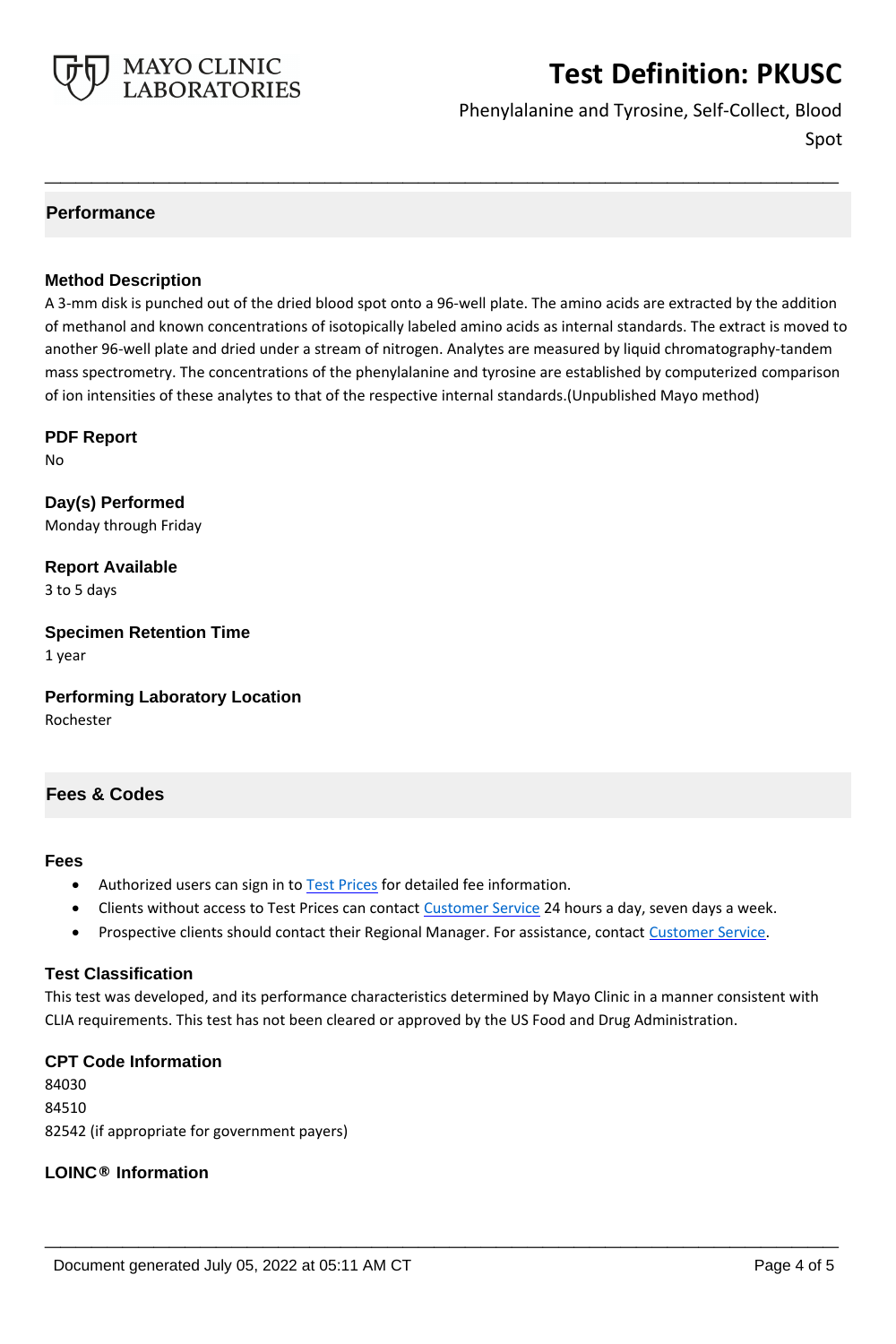## Performance

### Method Description

A 3-mm disk is punched out of the dried blood spot onto a 96-well plate. The amino acids are extracted by the addition of methanol and known concentrations of isotopically labeled amino acids as internal standards. The extract is moved to another 96-well plate and dried under a stream of nitrogen. Analytes are measured by liquid chromatography-tandem mass spectrometry. The concentrations of the phenylalanine and tyrosine are established by computerized comparison of ion intensities of these analytes to that of the respective internal standards.(Unpublished Mayo method)

### PDF Report

No

### Day(s) Performed

Monday through Friday

### Report Available

3 to 5 days

### Specimen Retention Time

1 year

### Performing Laboratory Location

Rochester

## Fees & Codes

### Fees

- Authorized users can sign in to Test Prices for detailed fee information.
- Clients without access to Test Prices can contact Customer Service 24 hours a day, seven days a week.
- Prospective clients should contact their Regional Manager. For assistance, contact Customer Service.

### Test Classification

This test was developed, and its performance characteristics determined by Mayo Clinic in a manner consistent with CLIA requirements. This test has not been cleared or approved by the US Food and Drug Administration.

### CPT Code Information

84030
84510
82542 (if appropriate for government payers)

### LOINC® Information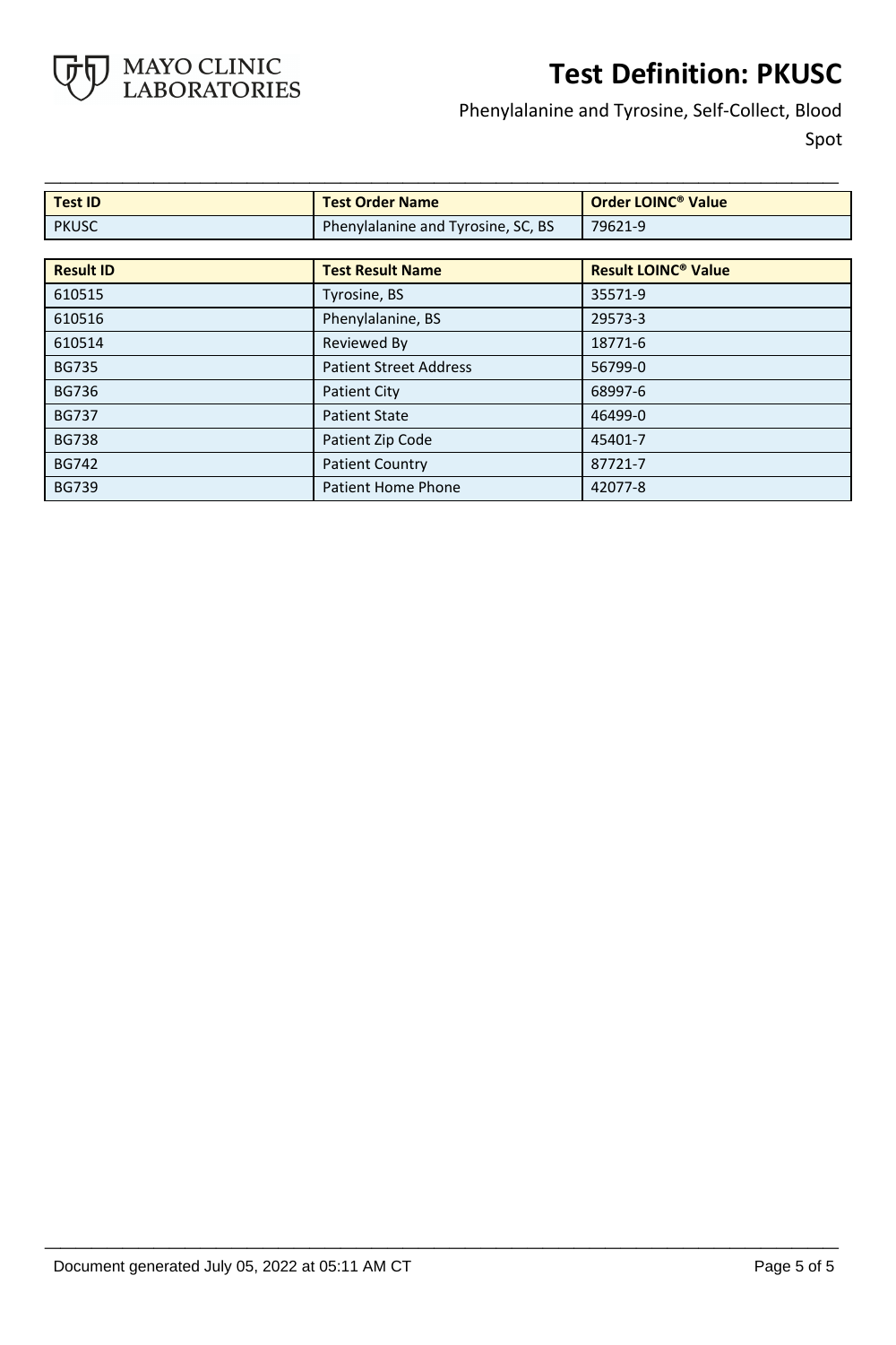| Test ID | Test Order Name | Order LOINC® Value |
|---|---|---|
| PKUSC | Phenylalanine and Tyrosine, SC, BS | 79621-9 |

| Result ID | Test Result Name | Result LOINC® Value |
|---|---|---|
| 610515 | Tyrosine, BS | 35571-9 |
| 610516 | Phenylalanine, BS | 29573-3 |
| 610514 | Reviewed By | 18771-6 |
| BG735 | Patient Street Address | 56799-0 |
| BG736 | Patient City | 68997-6 |
| BG737 | Patient State | 46499-0 |
| BG738 | Patient Zip Code | 45401-7 |
| BG742 | Patient Country | 87721-7 |
| BG739 | Patient Home Phone | 42077-8 |